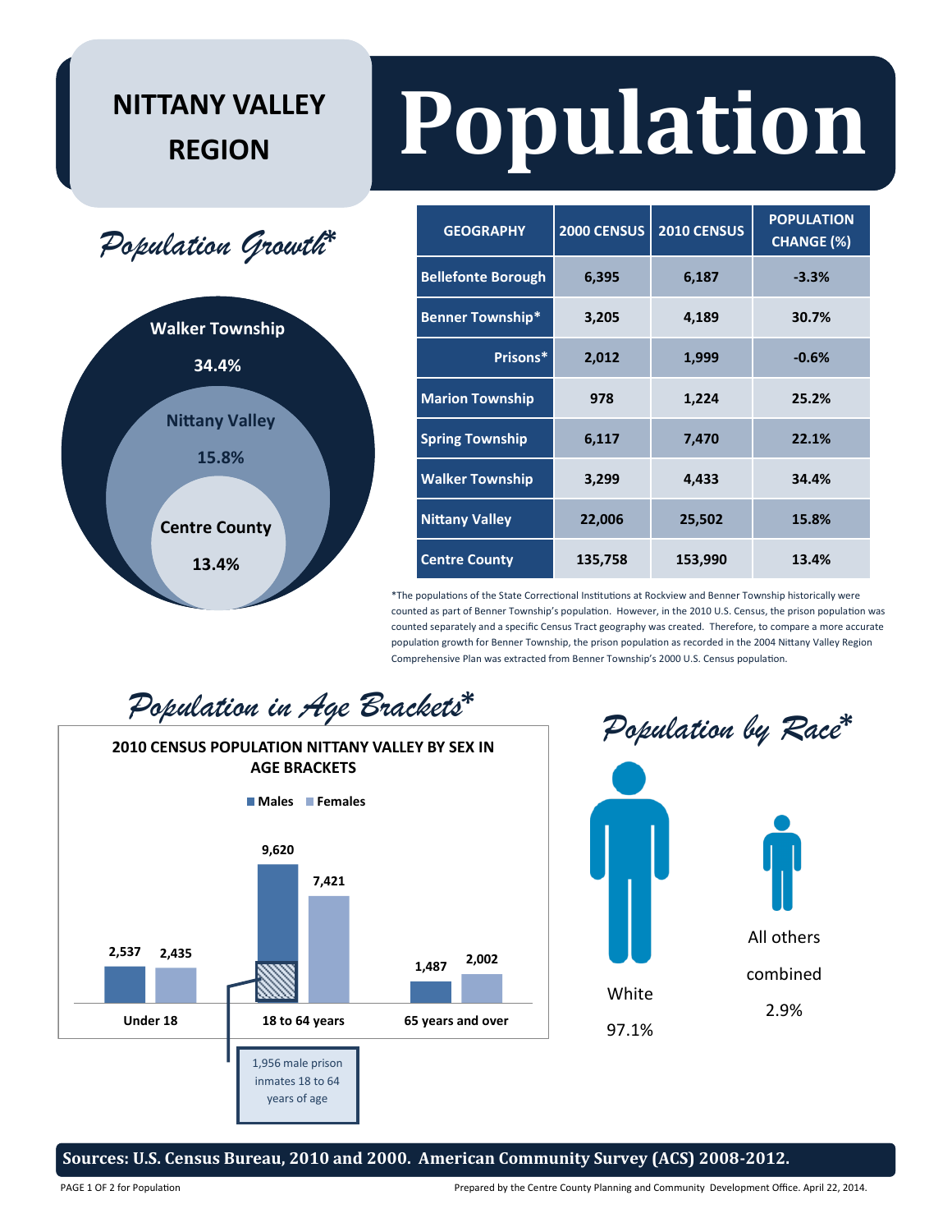# NITTANY VALLEY REGION

# Population

## *Population Growth**

Walker Township

34.4%

Nittany Valley

15.8%

Centre County

13.4%

| GEOGRAPHY | 2000 CENSUS | 2010 CENSUS | POPULATION CHANGE (%) |
|---|---|---|---|
| Bellefonte Borough | 6,395 | 6,187 | -3.3% |
| Benner Township* | 3,205 | 4,189 | 30.7% |
| Prisons* | 2,012 | 1,999 | -0.6% |
| Marion Township | 978 | 1,224 | 25.2% |
| Spring Township | 6,117 | 7,470 | 22.1% |
| Walker Township | 3,299 | 4,433 | 34.4% |
| Nittany Valley | 22,006 | 25,502 | 15.8% |
| Centre County | 135,758 | 153,990 | 13.4% |

*The populations of the State Correctional Institutions at Rockview and Benner Township historically were counted as part of Benner Township's population. However, in the 2010 U.S. Census, the prison population was counted separately and a specific Census Tract geography was created. Therefore, to compare a more accurate population growth for Benner Township, the prison population as recorded in the 2004 Nittany Valley Region Comprehensive Plan was extracted from Benner Township's 2000 U.S. Census population.

## *Population in Age Brackets**

2010 CENSUS POPULATION NITTANY VALLEY BY SEX IN AGE BRACKETS

Males Females

Under 18: 2,537 2,435

18 to 64 years: 9,620 7,421

65 years and over: 1,487 2,002

1,956 male prison inmates 18 to 64 years of age

## *Population by Race**

White

97.1%

All others combined

2.9%

**Sources: U.S. Census Bureau, 2010 and 2000. American Community Survey (ACS) 2008-2012.**

Prepared by the Centre County Planning and Community Development Office. April 22, 2014.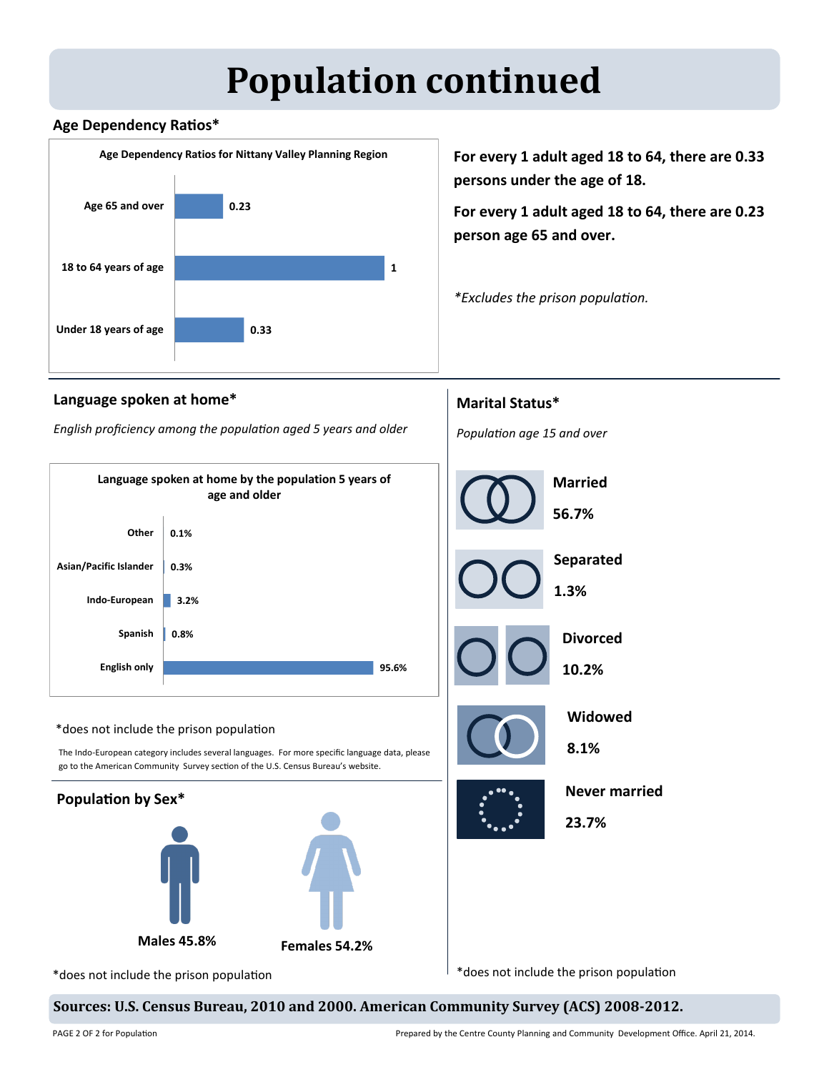# Population continued

## Age Dependency Ratios*

Age Dependency Ratios for Nittany Valley Planning Region

Age 65 and over 0.23

18 to 64 years of age 1

Under 18 years of age 0.33

**For every 1 adult aged 18 to 64, there are 0.33 persons under the age of 18.**

**For every 1 adult aged 18 to 64, there are 0.23 person age 65 and over.**

*\*Excludes the prison population.*

## Language spoken at home*

*English proficiency among the population aged 5 years and older*

Language spoken at home by the population 5 years of age and older

Other 0.1%

Asian/Pacific Islander 0.3%

Indo-European 3.2%

Spanish 0.8%

English only 95.6%

*does not include the prison population

The Indo-European category includes several languages. For more specific language data, please go to the American Community Survey section of the U.S. Census Bureau's website.

## Population by Sex*

**Males 45.8%**

**Females 54.2%**

*does not include the prison population

## Marital Status*

*Population age 15 and over*

**Married**

**56.7%**

**Separated**

**1.3%**

**Divorced**

**10.2%**

**Widowed**

**8.1%**

**Never married**

**23.7%**

*does not include the prison population

**Sources: U.S. Census Bureau, 2010 and 2000. American Community Survey (ACS) 2008-2012.**

Prepared by the Centre County Planning and Community Development Office. April 21, 2014.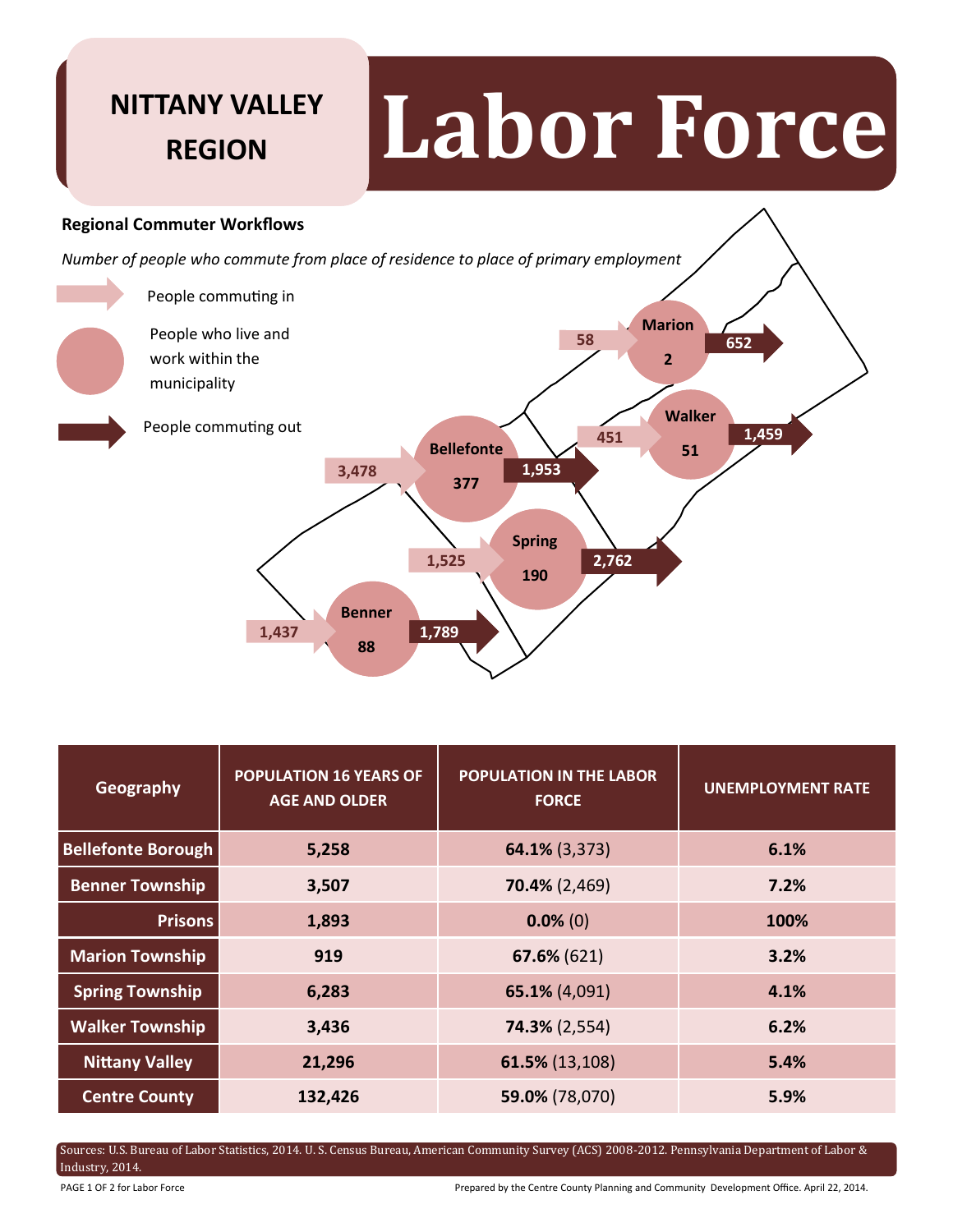# NITTANY VALLEY REGION

# Labor Force

### Regional Commuter Workflows

*Number of people who commute from place of residence to place of primary employment*

People commuting in

People who live and work within the municipality

People commuting out

Marion
58
2
652

Walker
451
51
1,459

Bellefonte
3,478
377
1,953

Spring
1,525
190
2,762

Benner
1,437
88
1,789

| Geography | POPULATION 16 YEARS OF AGE AND OLDER | POPULATION IN THE LABOR FORCE | UNEMPLOYMENT RATE |
|---|---|---|---|
| Bellefonte Borough | 5,258 | **64.1%** (3,373) | 6.1% |
| Benner Township | 3,507 | **70.4%** (2,469) | 7.2% |
| Prisons | 1,893 | **0.0%** (0) | 100% |
| Marion Township | 919 | **67.6%** (621) | 3.2% |
| Spring Township | 6,283 | **65.1%** (4,091) | 4.1% |
| Walker Township | 3,436 | **74.3%** (2,554) | 6.2% |
| Nittany Valley | 21,296 | **61.5%** (13,108) | 5.4% |
| Centre County | 132,426 | **59.0%** (78,070) | 5.9% |

Sources: U.S. Bureau of Labor Statistics, 2014. U. S. Census Bureau, American Community Survey (ACS) 2008-2012. Pennsylvania Department of Labor & Industry, 2014.

Prepared by the Centre County Planning and Community Development Office. April 22, 2014.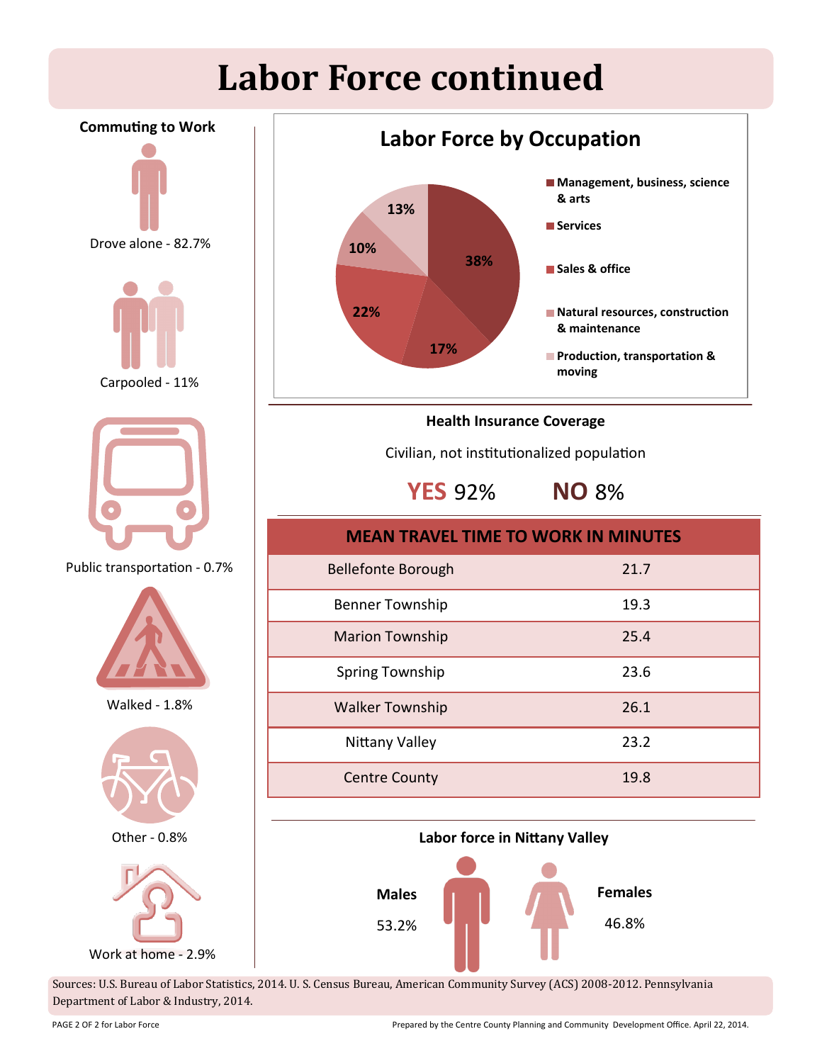# Labor Force continued

## Commuting to Work

Drove alone - 82.7%

Carpooled - 11%

Public transportation - 0.7%

Walked - 1.8%

Other - 0.8%

Work at home - 2.9%

## Labor Force by Occupation

Management, business, science & arts

Services

Sales & office

Natural resources, construction & maintenance

Production, transportation & moving

38%

17%

22%

10%

13%

## Health Insurance Coverage

Civilian, not institutionalized population

**YES** 92% **NO** 8%

| MEAN TRAVEL TIME TO WORK IN MINUTES | |
|---|---|
| Bellefonte Borough | 21.7 |
| Benner Township | 19.3 |
| Marion Township | 25.4 |
| Spring Township | 23.6 |
| Walker Township | 26.1 |
| Nittany Valley | 23.2 |
| Centre County | 19.8 |

## Labor force in Nittany Valley

**Males** 53.2%

**Females** 46.8%

Sources: U.S. Bureau of Labor Statistics, 2014. U. S. Census Bureau, American Community Survey (ACS) 2008-2012. Pennsylvania Department of Labor & Industry, 2014.

Prepared by the Centre County Planning and Community Development Office. April 22, 2014.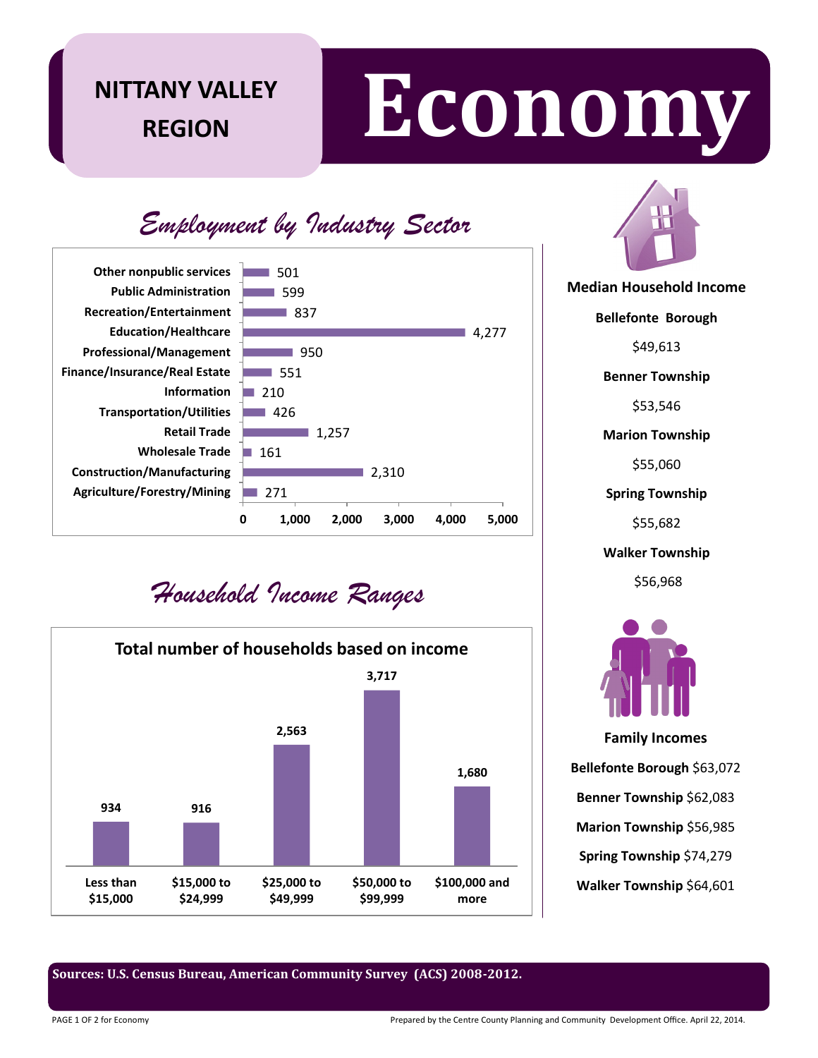# NITTANY VALLEY REGION

# Economy

## Employment by Industry Sector

Other nonpublic services 501
Public Administration 599
Recreation/Entertainment 837
Education/Healthcare 4,277
Professional/Management 950
Finance/Insurance/Real Estate 551
Information 210
Transportation/Utilities 426
Retail Trade 1,257
Wholesale Trade 161
Construction/Manufacturing 2,310
Agriculture/Forestry/Mining 271

0 1,000 2,000 3,000 4,000 5,000

## Household Income Ranges

Total number of households based on income

Less than $15,000: 934
$15,000 to $24,999: 916
$25,000 to $49,999: 2,563
$50,000 to $99,999: 3,717
$100,000 and more: 1,680

**Median Household Income**

**Bellefonte Borough**

$49,613

**Benner Township**

$53,546

**Marion Township**

$55,060

**Spring Township**

$55,682

**Walker Township**

$56,968

**Family Incomes**

**Bellefonte Borough** $63,072

**Benner Township** $62,083

**Marion Township** $56,985

**Spring Township** $74,279

**Walker Township** $64,601

**Sources: U.S. Census Bureau, American Community Survey (ACS) 2008-2012.**

Prepared by the Centre County Planning and Community Development Office. April 22, 2014.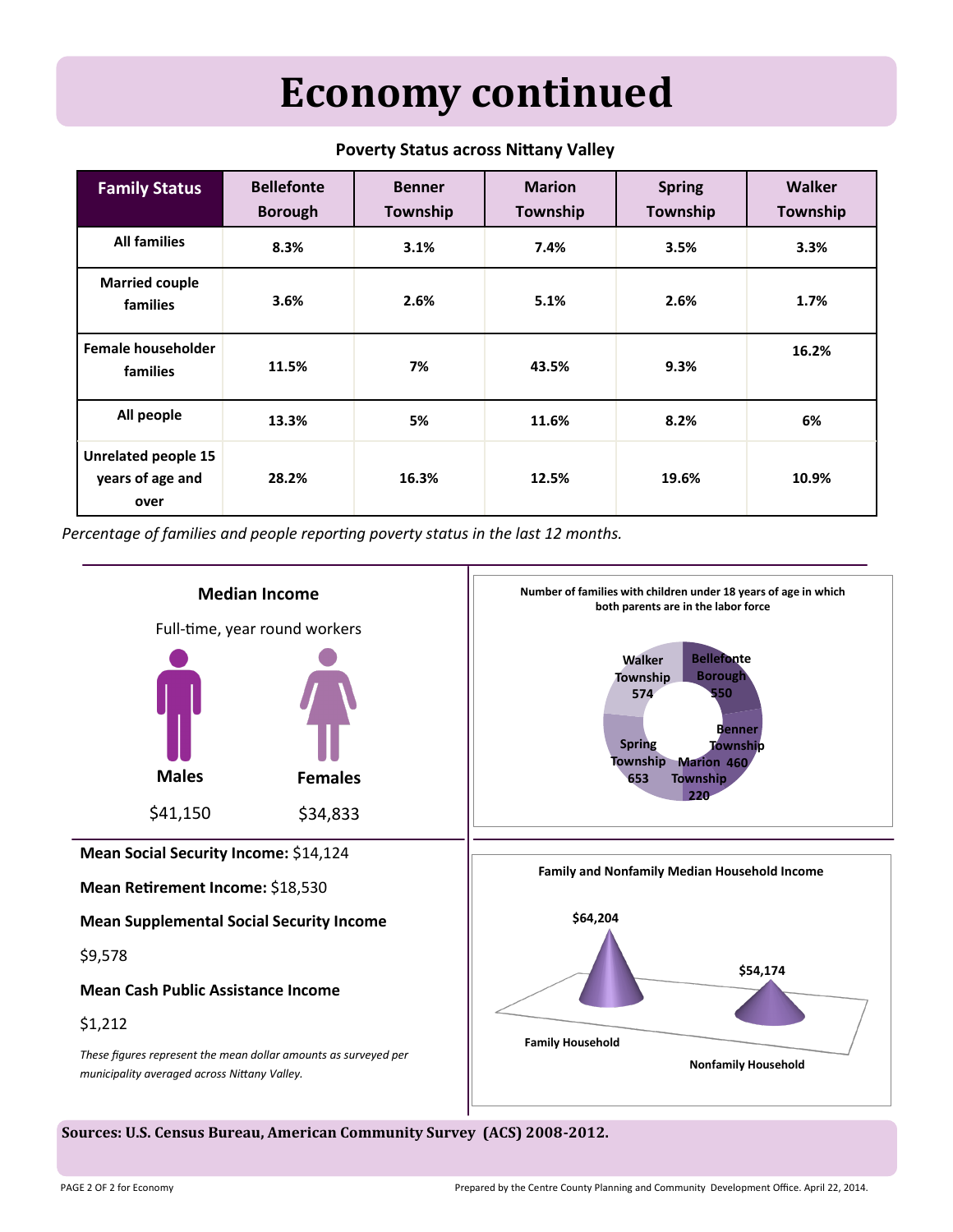# Economy continued

**Poverty Status across Nittany Valley**

| Family Status | Bellefonte Borough | Benner Township | Marion Township | Spring Township | Walker Township |
|---|---|---|---|---|---|
| All families | 8.3% | 3.1% | 7.4% | 3.5% | 3.3% |
| Married couple families | 3.6% | 2.6% | 5.1% | 2.6% | 1.7% |
| Female householder families | 11.5% | 7% | 43.5% | 9.3% | 16.2% |
| All people | 13.3% | 5% | 11.6% | 8.2% | 6% |
| Unrelated people 15 years of age and over | 28.2% | 16.3% | 12.5% | 19.6% | 10.9% |

*Percentage of families and people reporting poverty status in the last 12 months.*

## Median Income

Full-time, year round workers

**Males**

$41,150

**Females**

$34,833

Number of families with children under 18 years of age in which both parents are in the labor force

Bellefonte Borough 550
Benner Township 460
Marion Township 220
Spring Township 653
Walker Township 574

**Mean Social Security Income:** $14,124

**Mean Retirement Income:** $18,530

**Mean Supplemental Social Security Income**

$9,578

**Mean Cash Public Assistance Income**

$1,212

*These figures represent the mean dollar amounts as surveyed per municipality averaged across Nittany Valley.*

Family and Nonfamily Median Household Income

$64,204
$54,174
Family Household
Nonfamily Household

**Sources: U.S. Census Bureau, American Community Survey (ACS) 2008-2012.**

Prepared by the Centre County Planning and Community Development Office. April 22, 2014.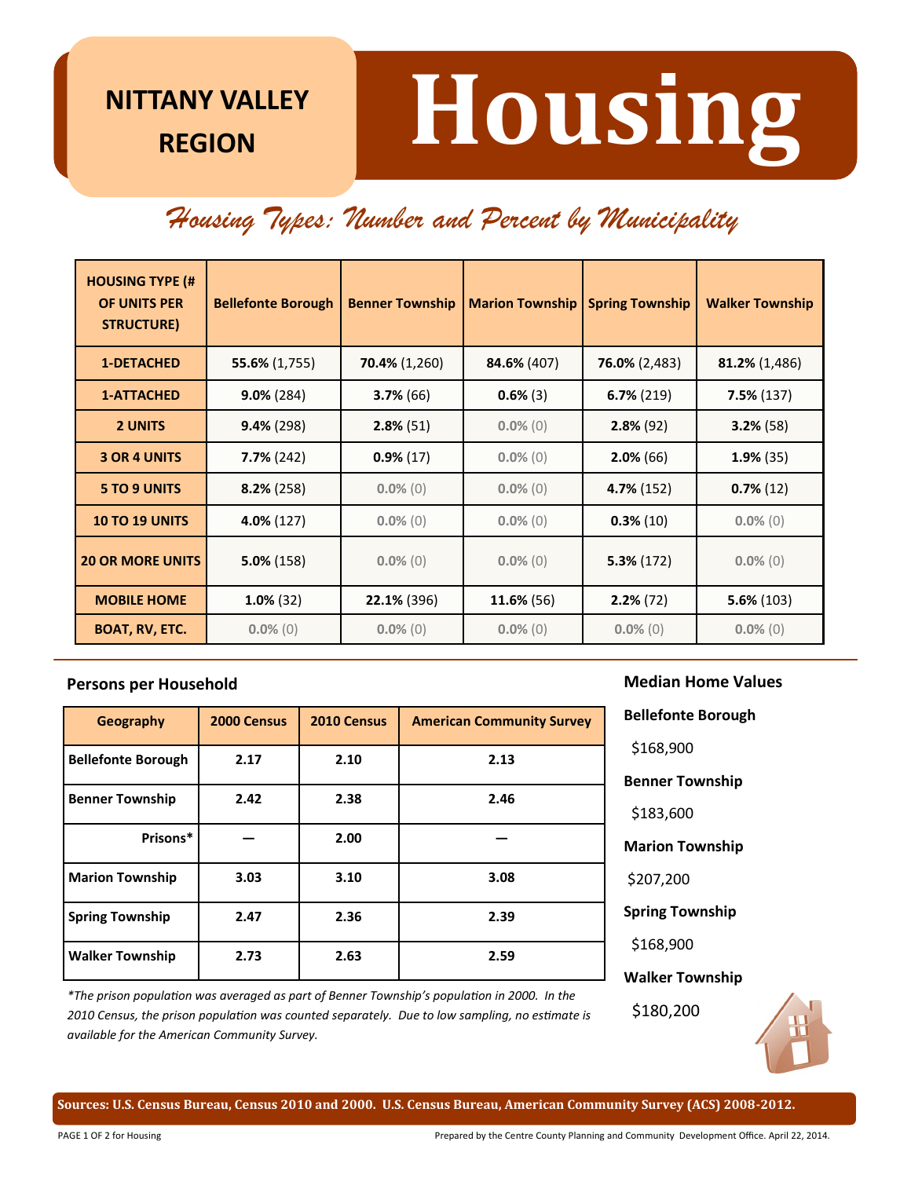# NITTANY VALLEY REGION

# Housing

## *Housing Types: Number and Percent by Municipality*

| HOUSING TYPE (# OF UNITS PER STRUCTURE) | Bellefonte Borough | Benner Township | Marion Township | Spring Township | Walker Township |
|---|---|---|---|---|---|
| 1-DETACHED | **55.6%** (1,755) | **70.4%** (1,260) | **84.6%** (407) | **76.0%** (2,483) | **81.2%** (1,486) |
| 1-ATTACHED | **9.0%** (284) | **3.7%** (66) | **0.6%** (3) | **6.7%** (219) | **7.5%** (137) |
| 2 UNITS | **9.4%** (298) | **2.8%** (51) | 0.0% (0) | **2.8%** (92) | **3.2%** (58) |
| 3 OR 4 UNITS | **7.7%** (242) | **0.9%** (17) | 0.0% (0) | **2.0%** (66) | **1.9%** (35) |
| 5 TO 9 UNITS | **8.2%** (258) | 0.0% (0) | 0.0% (0) | **4.7%** (152) | **0.7%** (12) |
| 10 TO 19 UNITS | **4.0%** (127) | 0.0% (0) | 0.0% (0) | **0.3%** (10) | 0.0% (0) |
| 20 OR MORE UNITS | **5.0%** (158) | 0.0% (0) | 0.0% (0) | **5.3%** (172) | 0.0% (0) |
| MOBILE HOME | **1.0%** (32) | **22.1%** (396) | **11.6%** (56) | **2.2%** (72) | **5.6%** (103) |
| BOAT, RV, ETC. | 0.0% (0) | 0.0% (0) | 0.0% (0) | 0.0% (0) | 0.0% (0) |

### Persons per Household

| Geography | 2000 Census | 2010 Census | American Community Survey |
|---|---|---|---|
| Bellefonte Borough | 2.17 | 2.10 | 2.13 |
| Benner Township | 2.42 | 2.38 | 2.46 |
| Prisons* | — | 2.00 | — |
| Marion Township | 3.03 | 3.10 | 3.08 |
| Spring Township | 2.47 | 2.36 | 2.39 |
| Walker Township | 2.73 | 2.63 | 2.59 |

*\*The prison population was averaged as part of Benner Township's population in 2000. In the 2010 Census, the prison population was counted separately. Due to low sampling, no estimate is available for the American Community Survey.*

### Median Home Values

**Bellefonte Borough**

$168,900

**Benner Township**

$183,600

**Marion Township**

$207,200

**Spring Township**

$168,900

**Walker Township**

$180,200

**Sources: U.S. Census Bureau, Census 2010 and 2000. U.S. Census Bureau, American Community Survey (ACS) 2008-2012.**

Prepared by the Centre County Planning and Community Development Office. April 22, 2014.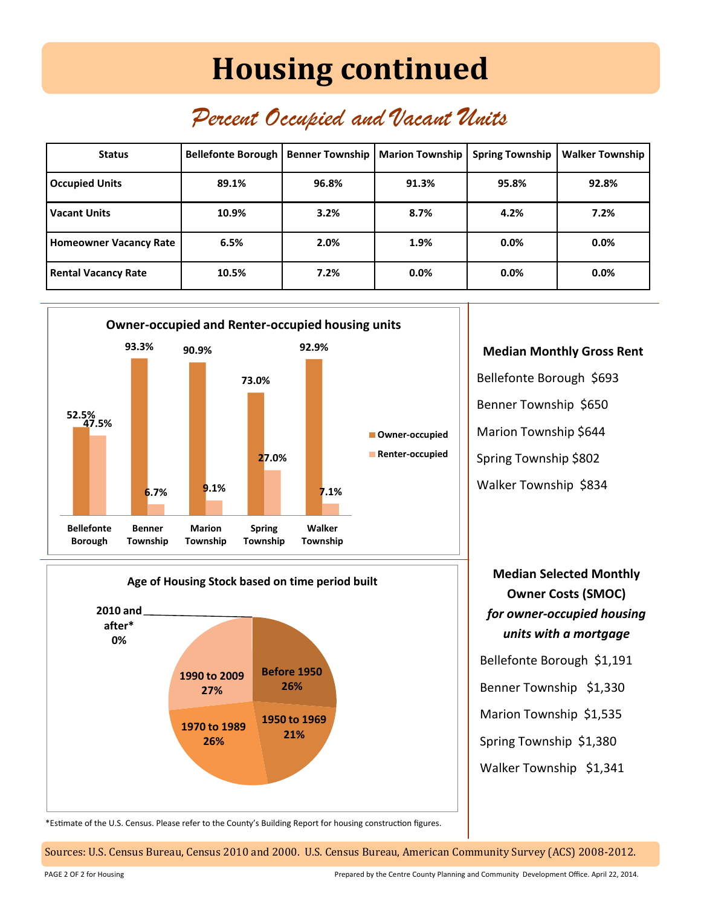# Housing continued

## Percent Occupied and Vacant Units

| Status | Bellefonte Borough | Benner Township | Marion Township | Spring Township | Walker Township |
|---|---|---|---|---|---|
| Occupied Units | 89.1% | 96.8% | 91.3% | 95.8% | 92.8% |
| Vacant Units | 10.9% | 3.2% | 8.7% | 4.2% | 7.2% |
| Homeowner Vacancy Rate | 6.5% | 2.0% | 1.9% | 0.0% | 0.0% |
| Rental Vacancy Rate | 10.5% | 7.2% | 0.0% | 0.0% | 0.0% |

**Owner-occupied and Renter-occupied housing units**

Owner-occupied
Renter-occupied

Bellefonte Borough 52.5% 47.5%
Benner Township 93.3% 6.7%
Marion Township 90.9% 9.1%
Spring Township 73.0% 27.0%
Walker Township 92.9% 7.1%

**Median Monthly Gross Rent**

Bellefonte Borough $693

Benner Township $650

Marion Township $644

Spring Township $802

Walker Township $834

**Age of Housing Stock based on time period built**

2010 and after* 0%
Before 1950 26%
1950 to 1969 21%
1970 to 1989 26%
1990 to 2009 27%

*Estimate of the U.S. Census. Please refer to the County's Building Report for housing construction figures.

**Median Selected Monthly Owner Costs (SMOC)**
***for owner-occupied housing units with a mortgage***

Bellefonte Borough $1,191

Benner Township $1,330

Marion Township $1,535

Spring Township $1,380

Walker Township $1,341

Sources: U.S. Census Bureau, Census 2010 and 2000. U.S. Census Bureau, American Community Survey (ACS) 2008-2012.

Prepared by the Centre County Planning and Community Development Office. April 22, 2014.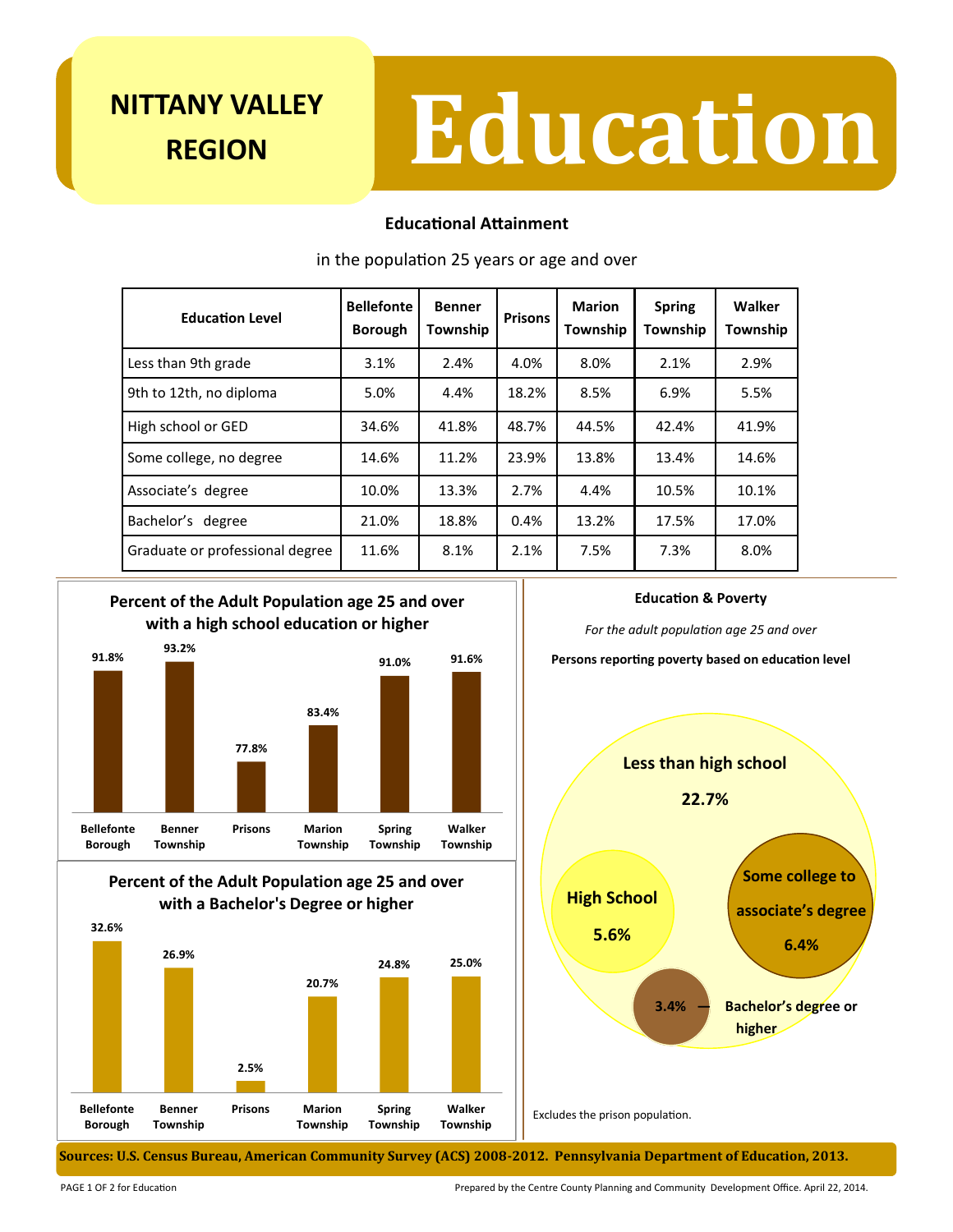# NITTANY VALLEY REGION

# Education

### Educational Attainment

in the population 25 years or age and over

| Education Level | Bellefonte Borough | Benner Township | Prisons | Marion Township | Spring Township | Walker Township |
|---|---|---|---|---|---|---|
| Less than 9th grade | 3.1% | 2.4% | 4.0% | 8.0% | 2.1% | 2.9% |
| 9th to 12th, no diploma | 5.0% | 4.4% | 18.2% | 8.5% | 6.9% | 5.5% |
| High school or GED | 34.6% | 41.8% | 48.7% | 44.5% | 42.4% | 41.9% |
| Some college, no degree | 14.6% | 11.2% | 23.9% | 13.8% | 13.4% | 14.6% |
| Associate's degree | 10.0% | 13.3% | 2.7% | 4.4% | 10.5% | 10.1% |
| Bachelor's degree | 21.0% | 18.8% | 0.4% | 13.2% | 17.5% | 17.0% |
| Graduate or professional degree | 11.6% | 8.1% | 2.1% | 7.5% | 7.3% | 8.0% |

### Percent of the Adult Population age 25 and over with a high school education or higher

| Bellefonte Borough | Benner Township | Prisons | Marion Township | Spring Township | Walker Township |
|---|---|---|---|---|---|
| 91.8% | 93.2% | 77.8% | 83.4% | 91.0% | 91.6% |

### Percent of the Adult Population age 25 and over with a Bachelor's Degree or higher

| Bellefonte Borough | Benner Township | Prisons | Marion Township | Spring Township | Walker Township |
|---|---|---|---|---|---|
| 32.6% | 26.9% | 2.5% | 20.7% | 24.8% | 25.0% |

### Education & Poverty

*For the adult population age 25 and over*

**Persons reporting poverty based on education level**

- Less than high school: 22.7%
- High School: 5.6%
- Some college to associate's degree: 6.4%
- Bachelor's degree or higher: 3.4%

Excludes the prison population.

**Sources: U.S. Census Bureau, American Community Survey (ACS) 2008-2012. Pennsylvania Department of Education, 2013.**

Prepared by the Centre County Planning and Community Development Office. April 22, 2014.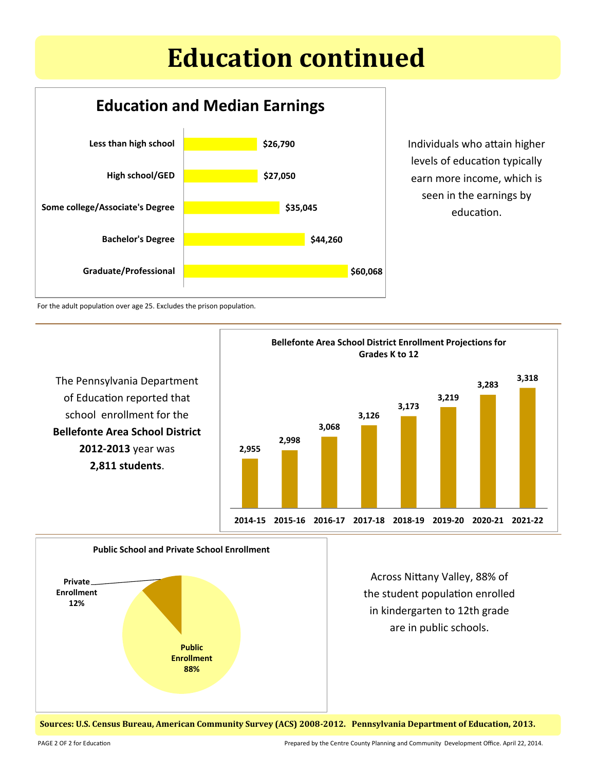# Education continued

**Education and Median Earnings**

Less than high school
$26,790

High school/GED
$27,050

Some college/Associate's Degree
$35,045

Bachelor's Degree
$44,260

Graduate/Professional
$60,068

For the adult population over age 25. Excludes the prison population.

Individuals who attain higher levels of education typically earn more income, which is seen in the earnings by education.

---

The Pennsylvania Department of Education reported that school enrollment for the **Bellefonte Area School District 2012-2013** year was **2,811 students**.

**Bellefonte Area School District Enrollment Projections for Grades K to 12**

2014-15: 2,955
2015-16: 2,998
2016-17: 3,068
2017-18: 3,126
2018-19: 3,173
2019-20: 3,219
2020-21: 3,283
2021-22: 3,318

**Public School and Private School Enrollment**

Private Enrollment 12%

Public Enrollment 88%

Across Nittany Valley, 88% of the student population enrolled in kindergarten to 12th grade are in public schools.

**Sources: U.S. Census Bureau, American Community Survey (ACS) 2008-2012. Pennsylvania Department of Education, 2013.**

Prepared by the Centre County Planning and Community Development Office. April 22, 2014.